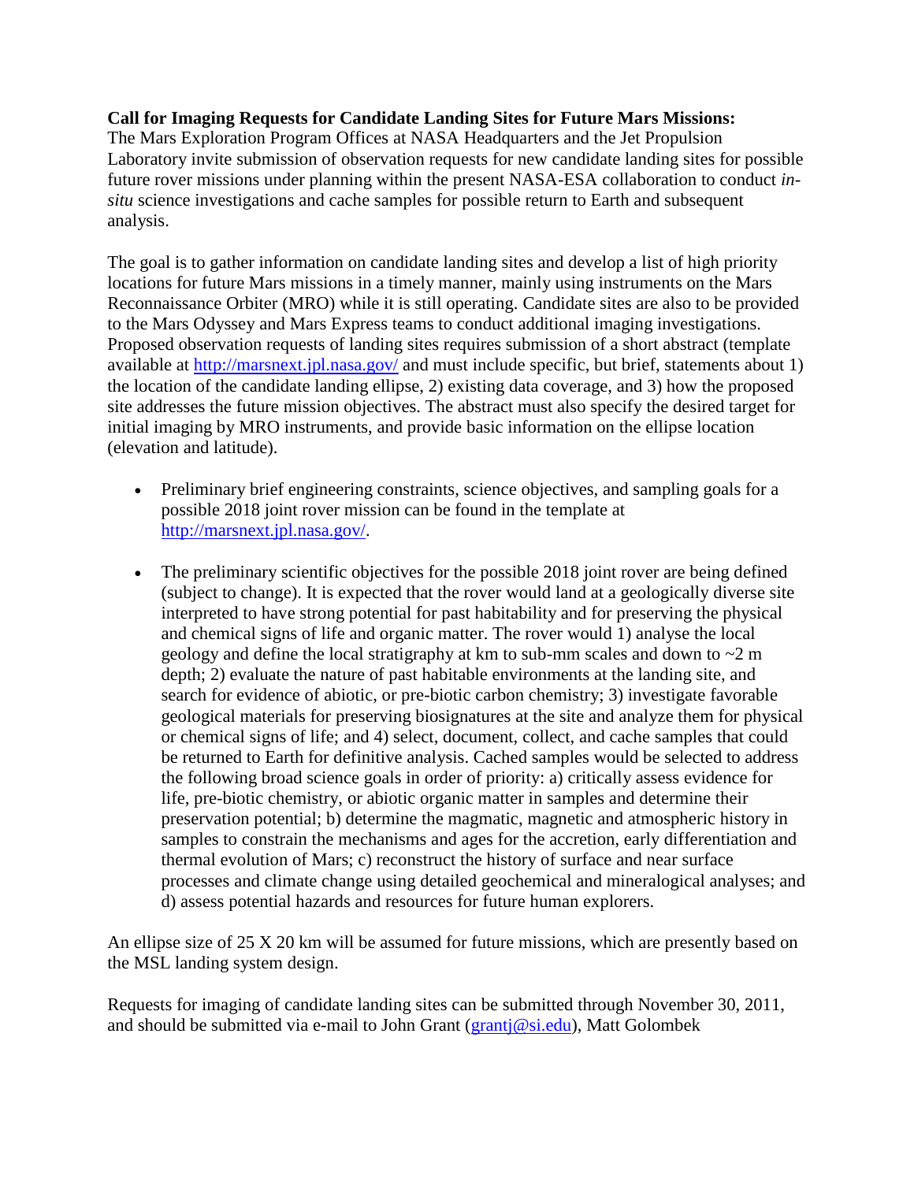**Call for Imaging Requests for Candidate Landing Sites for Future Mars Missions:**
The Mars Exploration Program Offices at NASA Headquarters and the Jet Propulsion Laboratory invite submission of observation requests for new candidate landing sites for possible future rover missions under planning within the present NASA-ESA collaboration to conduct *in-situ* science investigations and cache samples for possible return to Earth and subsequent analysis.

The goal is to gather information on candidate landing sites and develop a list of high priority locations for future Mars missions in a timely manner, mainly using instruments on the Mars Reconnaissance Orbiter (MRO) while it is still operating. Candidate sites are also to be provided to the Mars Odyssey and Mars Express teams to conduct additional imaging investigations. Proposed observation requests of landing sites requires submission of a short abstract (template available at [http://marsnext.jpl.nasa.gov/](http://marsnext.jpl.nasa.gov/) and must include specific, but brief, statements about 1) the location of the candidate landing ellipse, 2) existing data coverage, and 3) how the proposed site addresses the future mission objectives. The abstract must also specify the desired target for initial imaging by MRO instruments, and provide basic information on the ellipse location (elevation and latitude).

- Preliminary brief engineering constraints, science objectives, and sampling goals for a possible 2018 joint rover mission can be found in the template at [http://marsnext.jpl.nasa.gov/](http://marsnext.jpl.nasa.gov/).

- The preliminary scientific objectives for the possible 2018 joint rover are being defined (subject to change). It is expected that the rover would land at a geologically diverse site interpreted to have strong potential for past habitability and for preserving the physical and chemical signs of life and organic matter. The rover would 1) analyse the local geology and define the local stratigraphy at km to sub-mm scales and down to ~2 m depth; 2) evaluate the nature of past habitable environments at the landing site, and search for evidence of abiotic, or pre-biotic carbon chemistry; 3) investigate favorable geological materials for preserving biosignatures at the site and analyze them for physical or chemical signs of life; and 4) select, document, collect, and cache samples that could be returned to Earth for definitive analysis. Cached samples would be selected to address the following broad science goals in order of priority: a) critically assess evidence for life, pre-biotic chemistry, or abiotic organic matter in samples and determine their preservation potential; b) determine the magmatic, magnetic and atmospheric history in samples to constrain the mechanisms and ages for the accretion, early differentiation and thermal evolution of Mars; c) reconstruct the history of surface and near surface processes and climate change using detailed geochemical and mineralogical analyses; and d) assess potential hazards and resources for future human explorers.

An ellipse size of 25 X 20 km will be assumed for future missions, which are presently based on the MSL landing system design.

Requests for imaging of candidate landing sites can be submitted through November 30, 2011, and should be submitted via e-mail to John Grant ([grantj@si.edu](mailto:grantj@si.edu)), Matt Golombek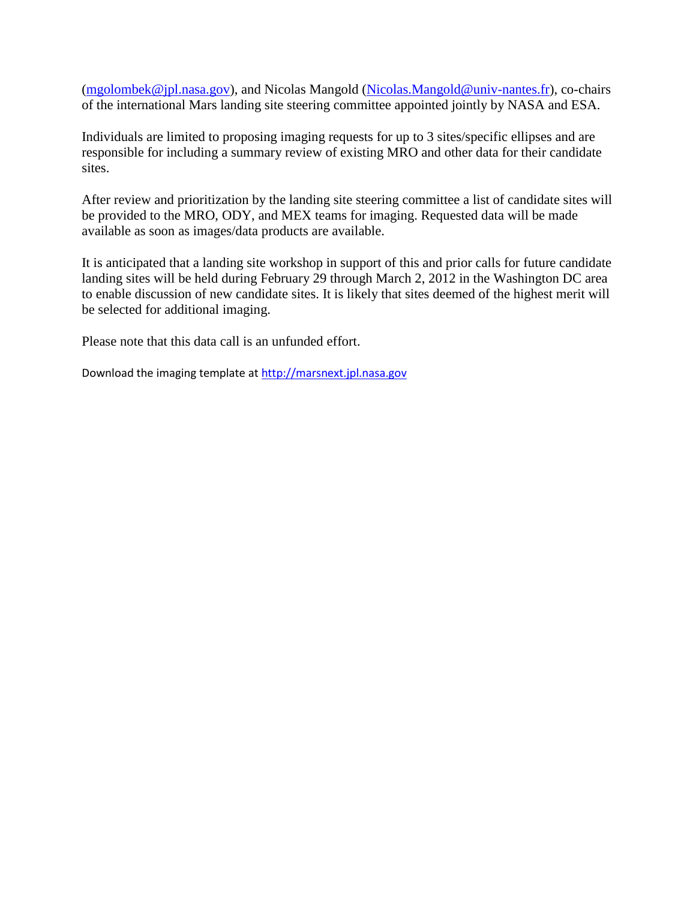([mgolombek@jpl.nasa.gov](mailto:mgolombek@jpl.nasa.gov)), and Nicolas Mangold ([Nicolas.Mangold@univ-nantes.fr](mailto:Nicolas.Mangold@univ-nantes.fr)), co-chairs of the international Mars landing site steering committee appointed jointly by NASA and ESA.

Individuals are limited to proposing imaging requests for up to 3 sites/specific ellipses and are responsible for including a summary review of existing MRO and other data for their candidate sites.

After review and prioritization by the landing site steering committee a list of candidate sites will be provided to the MRO, ODY, and MEX teams for imaging. Requested data will be made available as soon as images/data products are available.

It is anticipated that a landing site workshop in support of this and prior calls for future candidate landing sites will be held during February 29 through March 2, 2012 in the Washington DC area to enable discussion of new candidate sites. It is likely that sites deemed of the highest merit will be selected for additional imaging.

Please note that this data call is an unfunded effort.

Download the imaging template at [http://marsnext.jpl.nasa.gov](http://marsnext.jpl.nasa.gov)